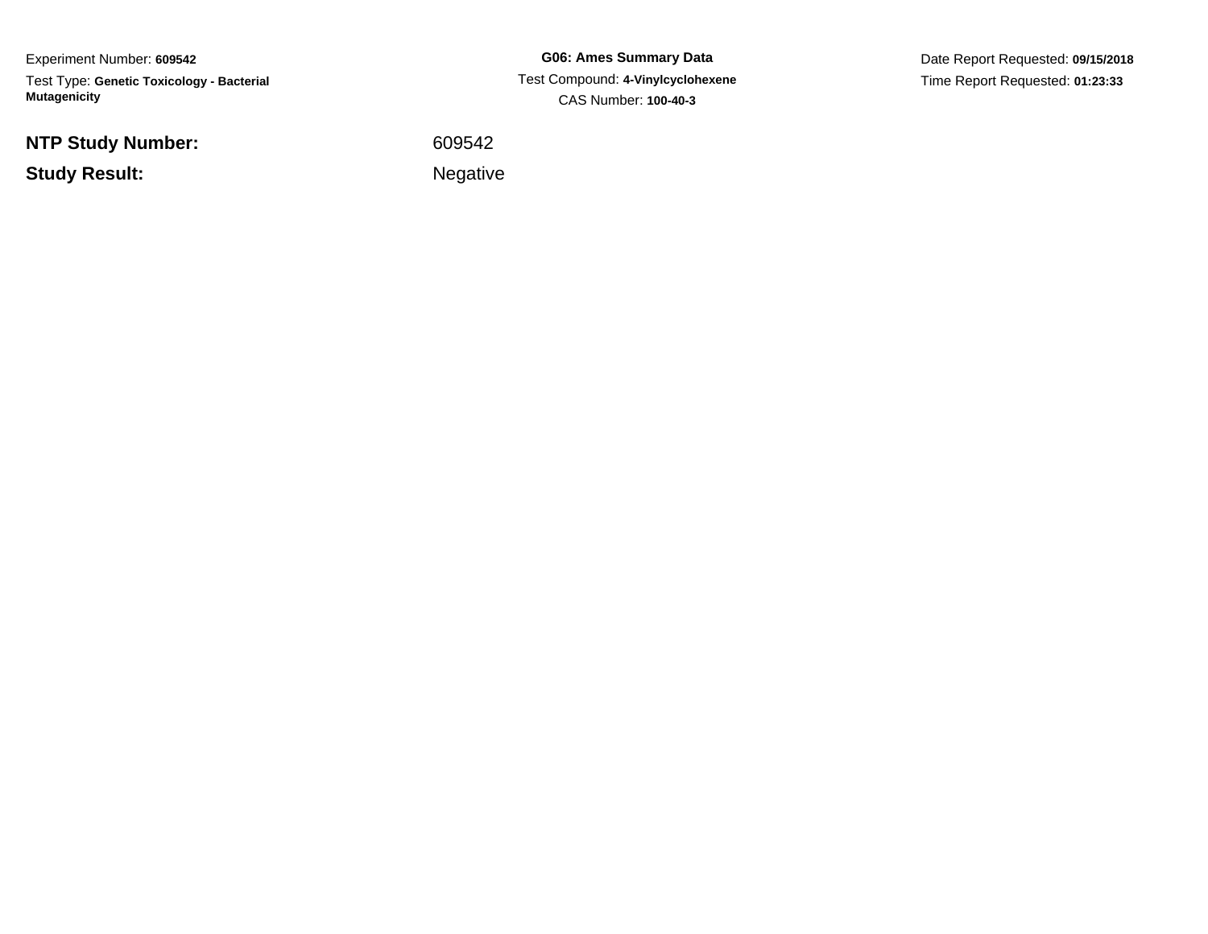Experiment Number: **609542**

Test Type: **Genetic Toxicology - Bacterial Mutagenicity**

**G06: Ames Summary Data**

Test Compound: **4-Vinylcyclohexene**

CAS Number: **100-40-3**

Date Report Requested: **09/15/2018**

Time Report Requested: **01:23:33**

**NTP Study Number:** 609542

**Study Result:** Negative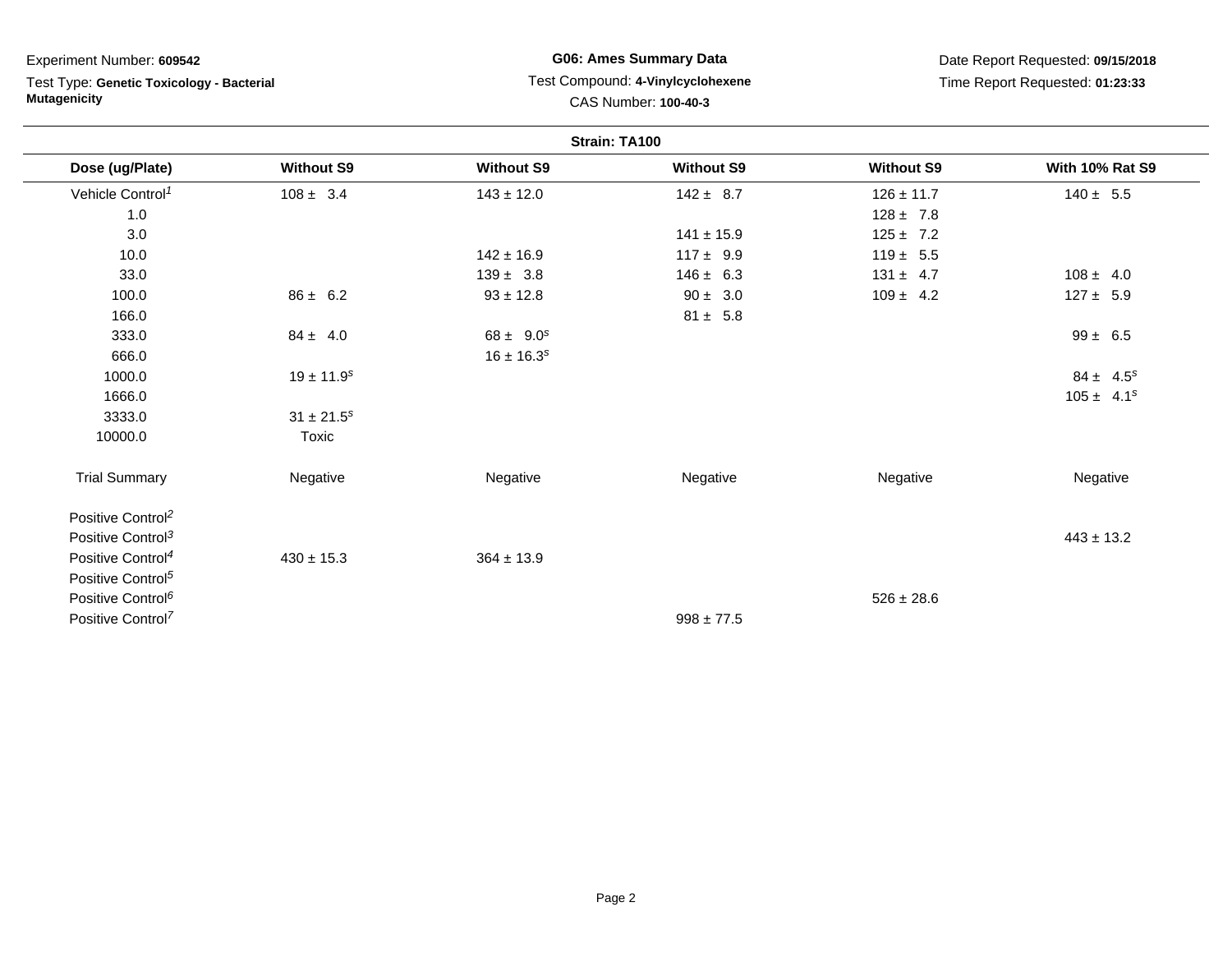Experiment Number: **609542**

Test Type: **Genetic Toxicology - Bacterial Mutagenicity**

**G06: Ames Summary Data**

Test Compound: **4-Vinylcyclohexene**

CAS Number: **100-40-3**

Date Report Requested: **09/15/2018**

Time Report Requested: **01:23:33**

**Strain: TA100**

| Dose (ug/Plate) | Without S9 | Without S9 | Without S9 | Without S9 | With 10% Rat S9 |
|---|---|---|---|---|---|
| Vehicle Control[1] | 108 ± 3.4 | 143 ± 12.0 | 142 ± 8.7 | 126 ± 11.7 | 140 ± 5.5 |
| 1.0 | | | | 128 ± 7.8 | |
| 3.0 | | | 141 ± 15.9 | 125 ± 7.2 | |
| 10.0 | | 142 ± 16.9 | 117 ± 9.9 | 119 ± 5.5 | |
| 33.0 | | 139 ± 3.8 | 146 ± 6.3 | 131 ± 4.7 | 108 ± 4.0 |
| 100.0 | 86 ± 6.2 | 93 ± 12.8 | 90 ± 3.0 | 109 ± 4.2 | 127 ± 5.9 |
| 166.0 | | | 81 ± 5.8 | | |
| 333.0 | 84 ± 4.0 | 68 ± 9.0[s] | | | 99 ± 6.5 |
| 666.0 | | 16 ± 16.3[s] | | | |
| 1000.0 | 19 ± 11.9[s] | | | | 84 ± 4.5[s] |
| 1666.0 | | | | | 105 ± 4.1[s] |
| 3333.0 | 31 ± 21.5[s] | | | | |
| 10000.0 | Toxic | | | | |
| Trial Summary | Negative | Negative | Negative | Negative | Negative |
| Positive Control[2] | | | | | |
| Positive Control[3] | | | | | 443 ± 13.2 |
| Positive Control[4] | 430 ± 15.3 | 364 ± 13.9 | | | |
| Positive Control[5] | | | | | |
| Positive Control[6] | | | | 526 ± 28.6 | |
| Positive Control[7] | | | 998 ± 77.5 | | |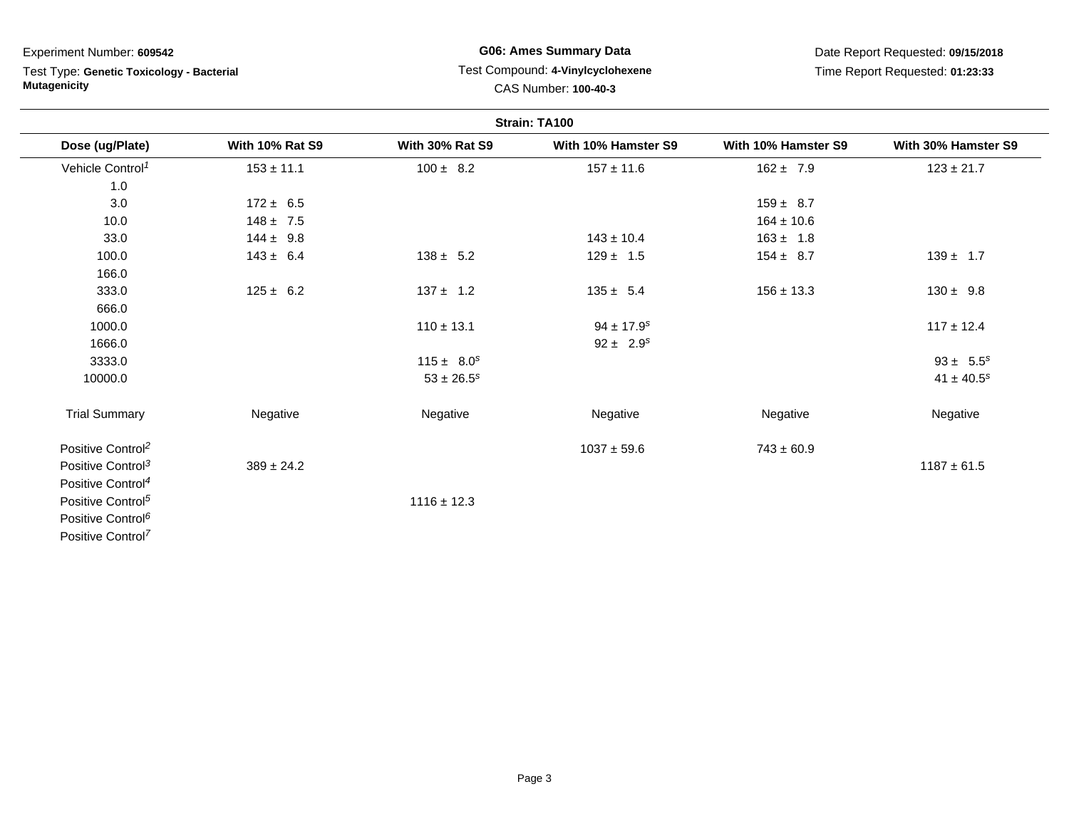Experiment Number: **609542**

Test Type: **Genetic Toxicology - Bacterial Mutagenicity**

**G06: Ames Summary Data**

Test Compound: **4-Vinylcyclohexene**

CAS Number: **100-40-3**

Date Report Requested: **09/15/2018**

Time Report Requested: **01:23:33**

**Strain: TA100**

| Dose (ug/Plate) | With 10% Rat S9 | With 30% Rat S9 | With 10% Hamster S9 | With 10% Hamster S9 | With 30% Hamster S9 |
|---|---|---|---|---|---|
| Vehicle Control[1] | 153 ± 11.1 | 100 ± 8.2 | 157 ± 11.6 | 162 ± 7.9 | 123 ± 21.7 |
| 1.0 | | | | | |
| 3.0 | 172 ± 6.5 | | | 159 ± 8.7 | |
| 10.0 | 148 ± 7.5 | | | 164 ± 10.6 | |
| 33.0 | 144 ± 9.8 | | 143 ± 10.4 | 163 ± 1.8 | |
| 100.0 | 143 ± 6.4 | 138 ± 5.2 | 129 ± 1.5 | 154 ± 8.7 | 139 ± 1.7 |
| 166.0 | | | | | |
| 333.0 | 125 ± 6.2 | 137 ± 1.2 | 135 ± 5.4 | 156 ± 13.3 | 130 ± 9.8 |
| 666.0 | | | | | |
| 1000.0 | | 110 ± 13.1 | 94 ± 17.9[s] | | 117 ± 12.4 |
| 1666.0 | | | 92 ± 2.9[s] | | |
| 3333.0 | | 115 ± 8.0[s] | | | 93 ± 5.5[s] |
| 10000.0 | | 53 ± 26.5[s] | | | 41 ± 40.5[s] |
| Trial Summary | Negative | Negative | Negative | Negative | Negative |
| Positive Control[2] | | | 1037 ± 59.6 | 743 ± 60.9 | |
| Positive Control[3] | 389 ± 24.2 | | | | 1187 ± 61.5 |
| Positive Control[4] | | | | | |
| Positive Control[5] | | 1116 ± 12.3 | | | |
| Positive Control[6] | | | | | |
| Positive Control[7] | | | | | |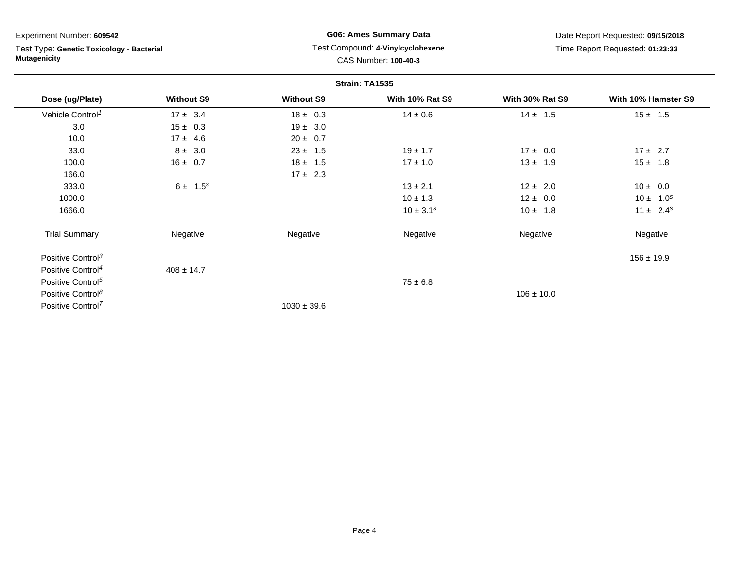Experiment Number: **609542**

Test Type: **Genetic Toxicology - Bacterial Mutagenicity**

**G06: Ames Summary Data**

Test Compound: **4-Vinylcyclohexene**

CAS Number: **100-40-3**

Date Report Requested: **09/15/2018**

Time Report Requested: **01:23:33**

**Strain: TA1535**

| Dose (ug/Plate) | Without S9 | Without S9 | With 10% Rat S9 | With 30% Rat S9 | With 10% Hamster S9 |
|---|---|---|---|---|---|
| Vehicle Control[1] | 17 ± 3.4 | 18 ± 0.3 | 14 ± 0.6 | 14 ± 1.5 | 15 ± 1.5 |
| 3.0 | 15 ± 0.3 | 19 ± 3.0 | | | |
| 10.0 | 17 ± 4.6 | 20 ± 0.7 | | | |
| 33.0 | 8 ± 3.0 | 23 ± 1.5 | 19 ± 1.7 | 17 ± 0.0 | 17 ± 2.7 |
| 100.0 | 16 ± 0.7 | 18 ± 1.5 | 17 ± 1.0 | 13 ± 1.9 | 15 ± 1.8 |
| 166.0 | | 17 ± 2.3 | | | |
| 333.0 | 6 ± 1.5[s] | | 13 ± 2.1 | 12 ± 2.0 | 10 ± 0.0 |
| 1000.0 | | | 10 ± 1.3 | 12 ± 0.0 | 10 ± 1.0[s] |
| 1666.0 | | | 10 ± 3.1[s] | 10 ± 1.8 | 11 ± 2.4[s] |
| Trial Summary | Negative | Negative | Negative | Negative | Negative |
| Positive Control[3] | | | | | 156 ± 19.9 |
| Positive Control[4] | 408 ± 14.7 | | | | |
| Positive Control[5] | | | 75 ± 6.8 | | |
| Positive Control[8] | | | | 106 ± 10.0 | |
| Positive Control[7] | | 1030 ± 39.6 | | | |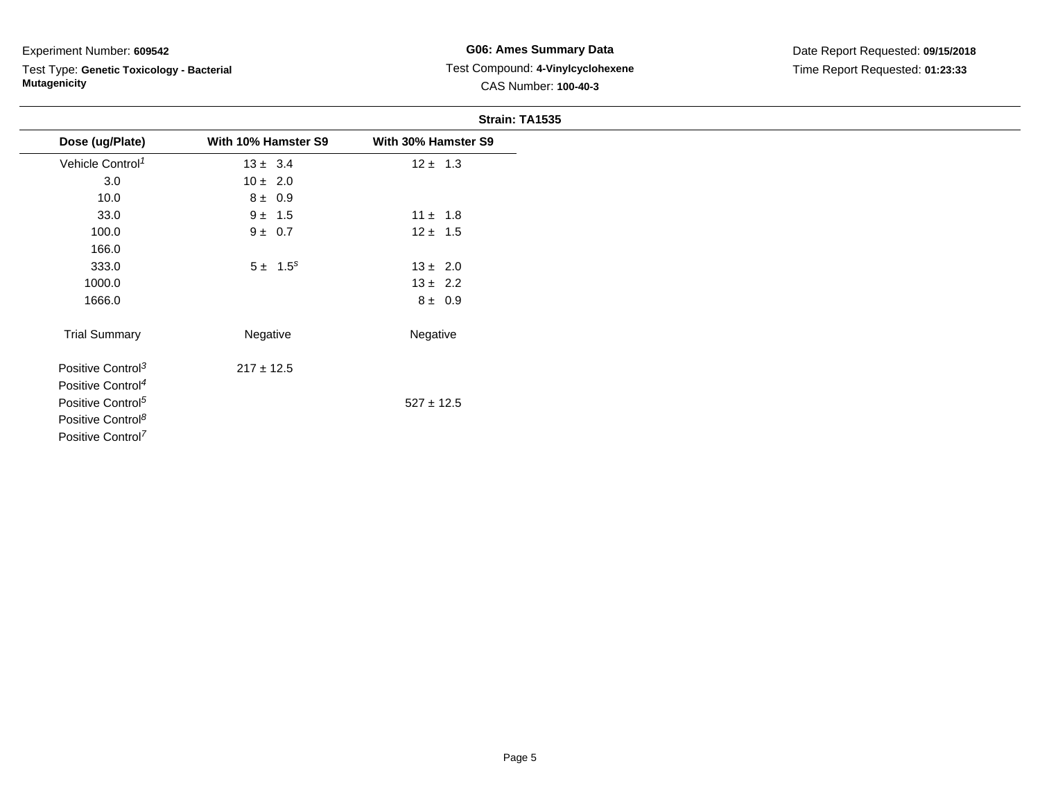Experiment Number: **609542**

Test Type: **Genetic Toxicology - Bacterial Mutagenicity**

**G06: Ames Summary Data**

Test Compound: **4-Vinylcyclohexene**

CAS Number: **100-40-3**

Date Report Requested: **09/15/2018**

Time Report Requested: **01:23:33**

**Strain: TA1535**

| Dose (ug/Plate) | With 10% Hamster S9 | With 30% Hamster S9 |
|---|---|---|
| Vehicle Control[1] | 13 ± 3.4 | 12 ± 1.3 |
| 3.0 | 10 ± 2.0 | |
| 10.0 | 8 ± 0.9 | |
| 33.0 | 9 ± 1.5 | 11 ± 1.8 |
| 100.0 | 9 ± 0.7 | 12 ± 1.5 |
| 166.0 | | |
| 333.0 | 5 ± 1.5[s] | 13 ± 2.0 |
| 1000.0 | | 13 ± 2.2 |
| 1666.0 | | 8 ± 0.9 |
| Trial Summary | Negative | Negative |
| Positive Control[3] | 217 ± 12.5 | |
| Positive Control[4] | | |
| Positive Control[5] | | 527 ± 12.5 |
| Positive Control[8] | | |
| Positive Control[7] | | |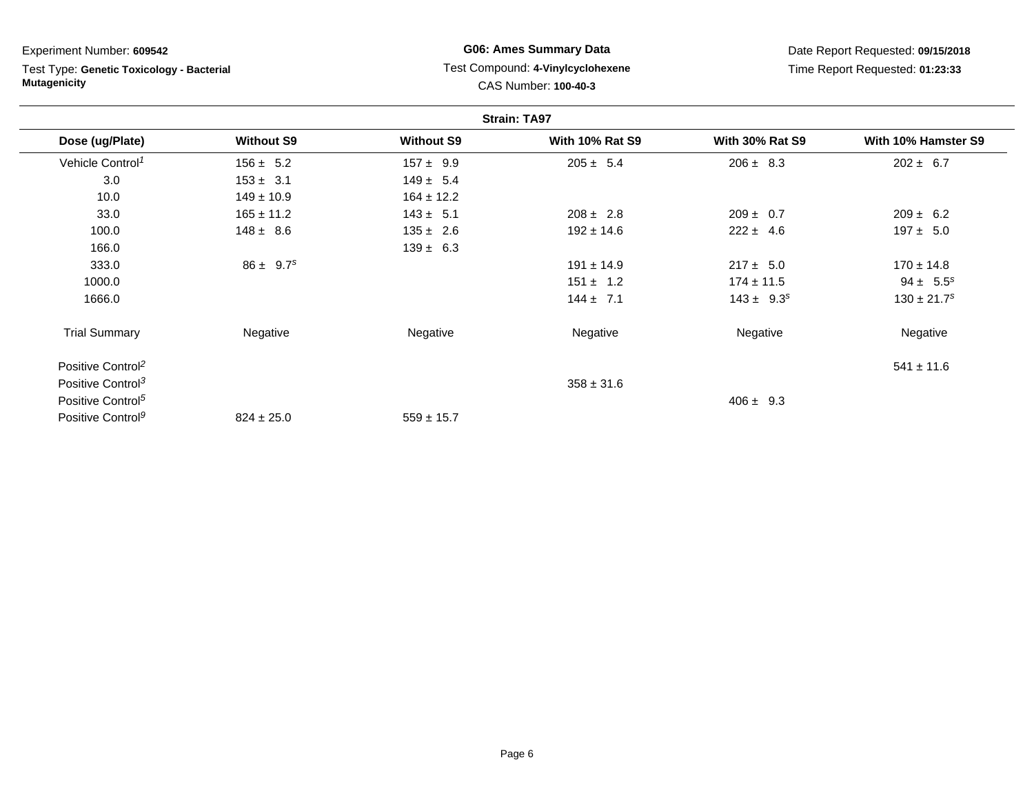Experiment Number: **609542**

Test Type: **Genetic Toxicology - Bacterial Mutagenicity**

**G06: Ames Summary Data**

Test Compound: **4-Vinylcyclohexene**

CAS Number: **100-40-3**

Date Report Requested: **09/15/2018**

Time Report Requested: **01:23:33**

**Strain: TA97**

| Dose (ug/Plate) | Without S9 | Without S9 | With 10% Rat S9 | With 30% Rat S9 | With 10% Hamster S9 |
|---|---|---|---|---|---|
| Vehicle Control[1] | 156 ± 5.2 | 157 ± 9.9 | 205 ± 5.4 | 206 ± 8.3 | 202 ± 6.7 |
| 3.0 | 153 ± 3.1 | 149 ± 5.4 | | | |
| 10.0 | 149 ± 10.9 | 164 ± 12.2 | | | |
| 33.0 | 165 ± 11.2 | 143 ± 5.1 | 208 ± 2.8 | 209 ± 0.7 | 209 ± 6.2 |
| 100.0 | 148 ± 8.6 | 135 ± 2.6 | 192 ± 14.6 | 222 ± 4.6 | 197 ± 5.0 |
| 166.0 | | 139 ± 6.3 | | | |
| 333.0 | 86 ± 9.7[s] | | 191 ± 14.9 | 217 ± 5.0 | 170 ± 14.8 |
| 1000.0 | | | 151 ± 1.2 | 174 ± 11.5 | 94 ± 5.5[s] |
| 1666.0 | | | 144 ± 7.1 | 143 ± 9.3[s] | 130 ± 21.7[s] |
| Trial Summary | Negative | Negative | Negative | Negative | Negative |
| Positive Control[2] | | | | | 541 ± 11.6 |
| Positive Control[3] | | | 358 ± 31.6 | | |
| Positive Control[5] | | | | 406 ± 9.3 | |
| Positive Control[9] | 824 ± 25.0 | 559 ± 15.7 | | | |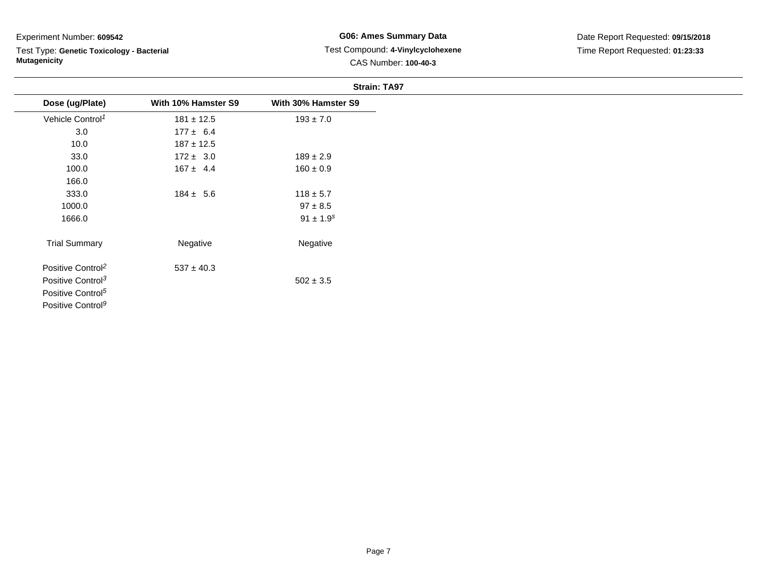Experiment Number: **609542**

Test Type: **Genetic Toxicology - Bacterial Mutagenicity**

**G06: Ames Summary Data**

Test Compound: **4-Vinylcyclohexene**

CAS Number: **100-40-3**

Date Report Requested: **09/15/2018**

Time Report Requested: **01:23:33**

**Strain: TA97**

| Dose (ug/Plate) | With 10% Hamster S9 | With 30% Hamster S9 |
|---|---|---|
| Vehicle Control[1] | 181 ± 12.5 | 193 ± 7.0 |
| 3.0 | 177 ± 6.4 | |
| 10.0 | 187 ± 12.5 | |
| 33.0 | 172 ± 3.0 | 189 ± 2.9 |
| 100.0 | 167 ± 4.4 | 160 ± 0.9 |
| 166.0 | | |
| 333.0 | 184 ± 5.6 | 118 ± 5.7 |
| 1000.0 | | 97 ± 8.5 |
| 1666.0 | | 91 ± 1.9[s] |
| Trial Summary | Negative | Negative |
| Positive Control[2] | 537 ± 40.3 | |
| Positive Control[3] | | 502 ± 3.5 |
| Positive Control[5] | | |
| Positive Control[9] | | |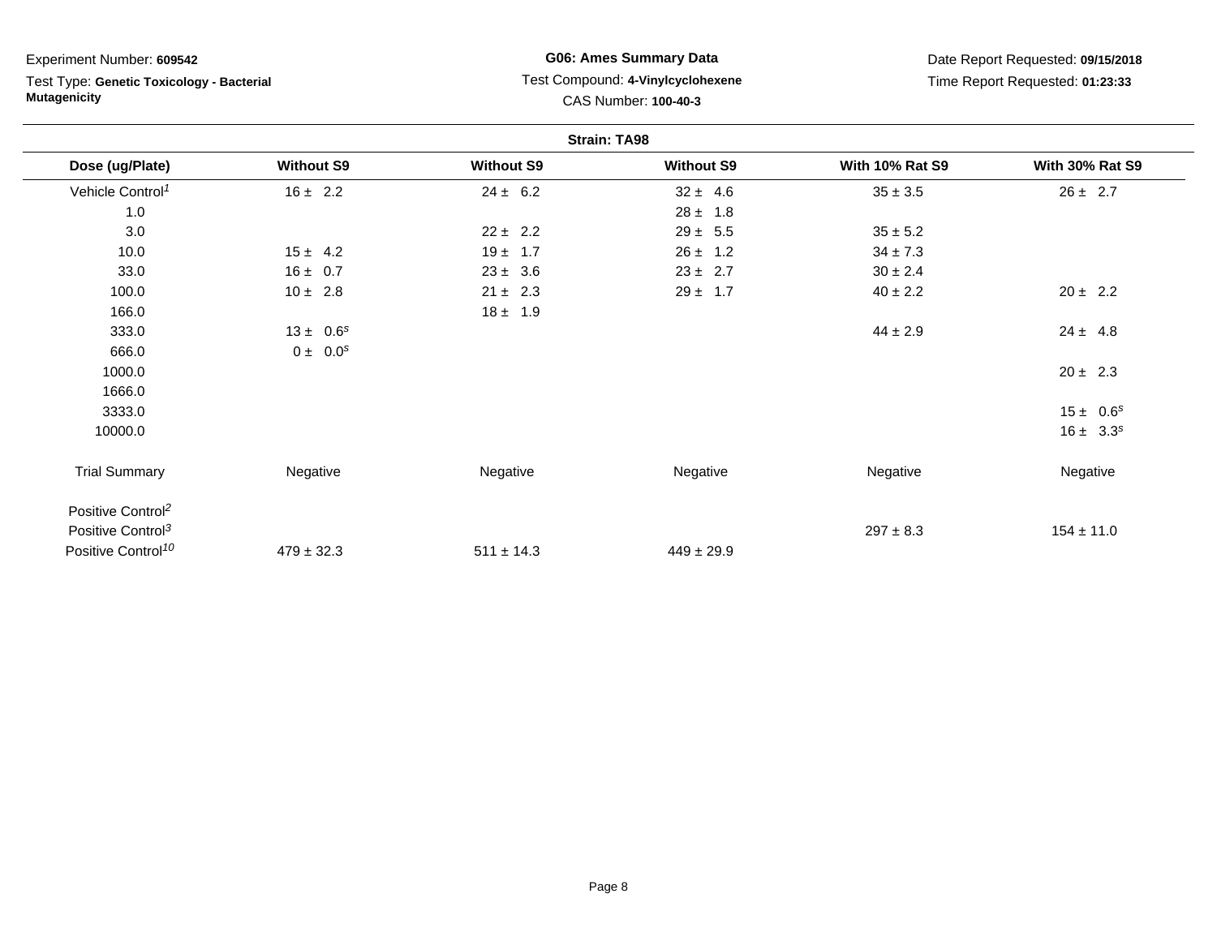Experiment Number: **609542**

Test Type: **Genetic Toxicology - Bacterial Mutagenicity**

**G06: Ames Summary Data**

Test Compound: **4-Vinylcyclohexene**

CAS Number: **100-40-3**

Date Report Requested: **09/15/2018**

Time Report Requested: **01:23:33**

**Strain: TA98**

| Dose (ug/Plate) | Without S9 | Without S9 | Without S9 | With 10% Rat S9 | With 30% Rat S9 |
|---|---|---|---|---|---|
| Vehicle Control[1] | 16 ± 2.2 | 24 ± 6.2 | 32 ± 4.6 | 35 ± 3.5 | 26 ± 2.7 |
| 1.0 | | | 28 ± 1.8 | | |
| 3.0 | | 22 ± 2.2 | 29 ± 5.5 | 35 ± 5.2 | |
| 10.0 | 15 ± 4.2 | 19 ± 1.7 | 26 ± 1.2 | 34 ± 7.3 | |
| 33.0 | 16 ± 0.7 | 23 ± 3.6 | 23 ± 2.7 | 30 ± 2.4 | |
| 100.0 | 10 ± 2.8 | 21 ± 2.3 | 29 ± 1.7 | 40 ± 2.2 | 20 ± 2.2 |
| 166.0 | | 18 ± 1.9 | | | |
| 333.0 | 13 ± 0.6[s] | | | 44 ± 2.9 | 24 ± 4.8 |
| 666.0 | 0 ± 0.0[s] | | | | |
| 1000.0 | | | | | 20 ± 2.3 |
| 1666.0 | | | | | |
| 3333.0 | | | | | 15 ± 0.6[s] |
| 10000.0 | | | | | 16 ± 3.3[s] |
| Trial Summary | Negative | Negative | Negative | Negative | Negative |
| Positive Control[2] | | | | | |
| Positive Control[3] | | | | 297 ± 8.3 | 154 ± 11.0 |
| Positive Control[10] | 479 ± 32.3 | 511 ± 14.3 | 449 ± 29.9 | | |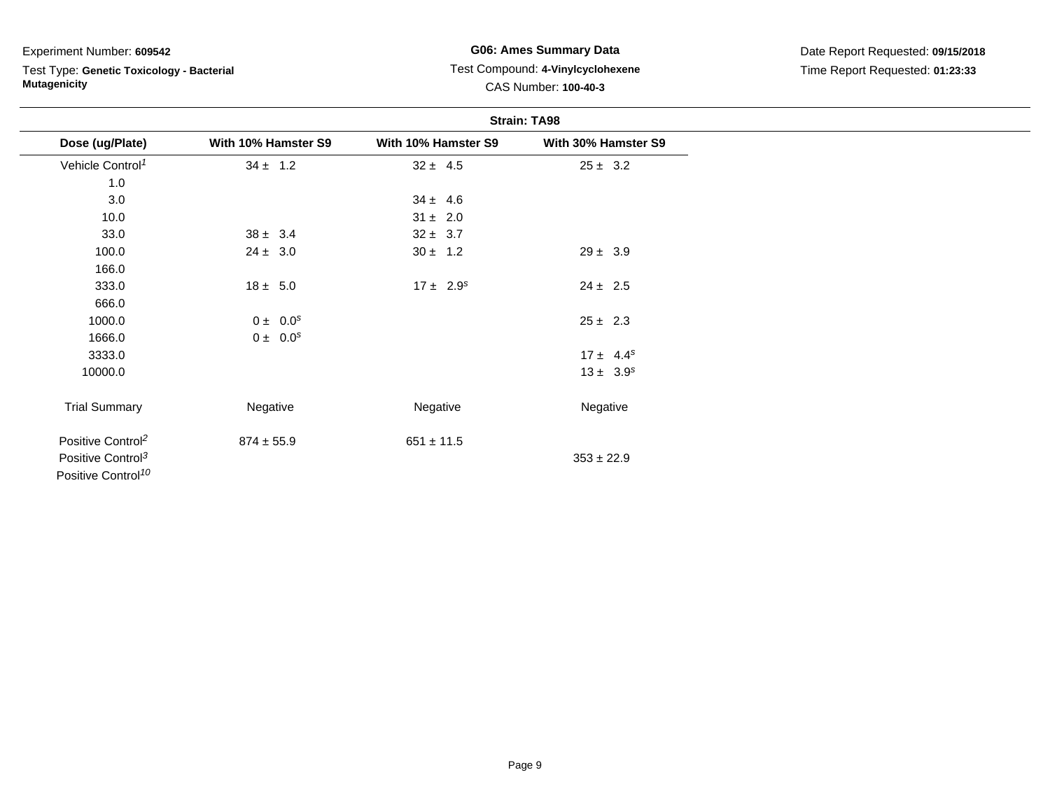Experiment Number: **609542**

Test Type: **Genetic Toxicology - Bacterial Mutagenicity**

**G06: Ames Summary Data**

Test Compound: **4-Vinylcyclohexene**

CAS Number: **100-40-3**

Date Report Requested: **09/15/2018**

Time Report Requested: **01:23:33**

**Strain: TA98**

| Dose (ug/Plate) | With 10% Hamster S9 | With 10% Hamster S9 | With 30% Hamster S9 |
|---|---|---|---|
| Vehicle Control[1] | 34 ± 1.2 | 32 ± 4.5 | 25 ± 3.2 |
| 1.0 | | | |
| 3.0 | | 34 ± 4.6 | |
| 10.0 | | 31 ± 2.0 | |
| 33.0 | 38 ± 3.4 | 32 ± 3.7 | |
| 100.0 | 24 ± 3.0 | 30 ± 1.2 | 29 ± 3.9 |
| 166.0 | | | |
| 333.0 | 18 ± 5.0 | 17 ± 2.9[s] | 24 ± 2.5 |
| 666.0 | | | |
| 1000.0 | 0 ± 0.0[s] | | 25 ± 2.3 |
| 1666.0 | 0 ± 0.0[s] | | |
| 3333.0 | | | 17 ± 4.4[s] |
| 10000.0 | | | 13 ± 3.9[s] |
| Trial Summary | Negative | Negative | Negative |
| Positive Control[2] | 874 ± 55.9 | 651 ± 11.5 | |
| Positive Control[3] | | | 353 ± 22.9 |
| Positive Control[10] | | | |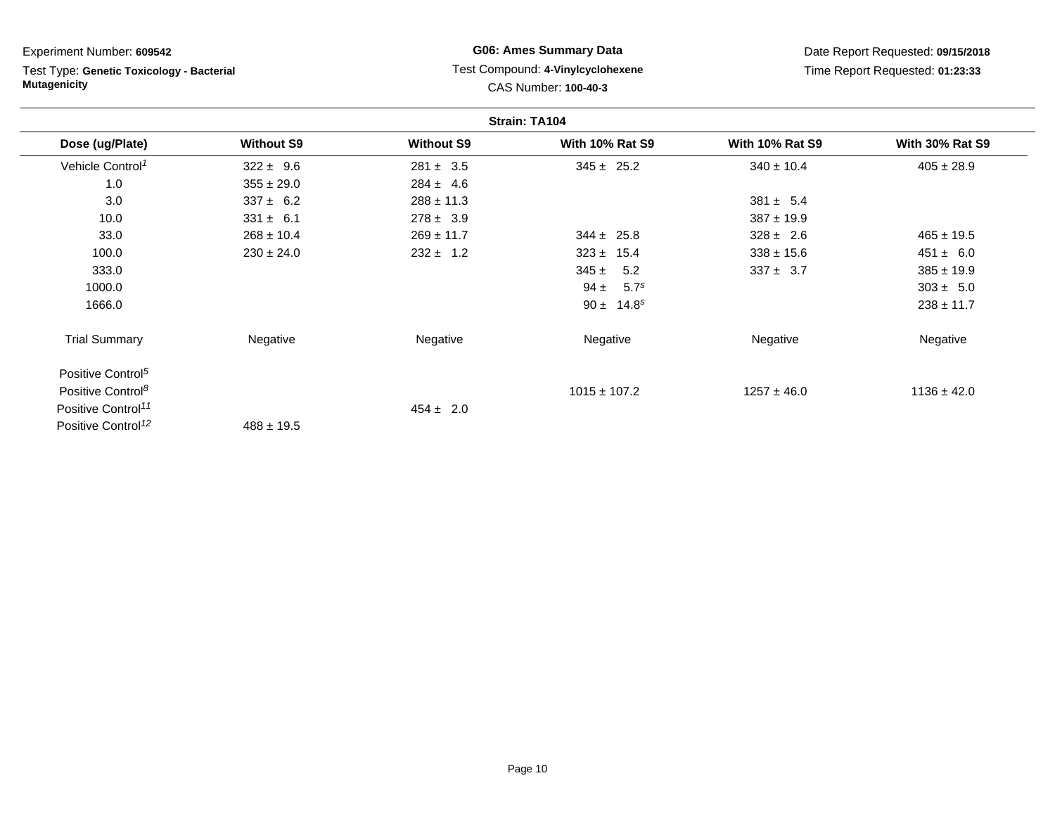Experiment Number: **609542**

Test Type: **Genetic Toxicology - Bacterial Mutagenicity**

**G06: Ames Summary Data**

Test Compound: **4-Vinylcyclohexene**

CAS Number: **100-40-3**

Date Report Requested: **09/15/2018**

Time Report Requested: **01:23:33**

**Strain: TA104**

| Dose (ug/Plate) | Without S9 | Without S9 | With 10% Rat S9 | With 10% Rat S9 | With 30% Rat S9 |
|---|---|---|---|---|---|
| Vehicle Control[1] | 322 ± 9.6 | 281 ± 3.5 | 345 ± 25.2 | 340 ± 10.4 | 405 ± 28.9 |
| 1.0 | 355 ± 29.0 | 284 ± 4.6 | | | |
| 3.0 | 337 ± 6.2 | 288 ± 11.3 | | 381 ± 5.4 | |
| 10.0 | 331 ± 6.1 | 278 ± 3.9 | | 387 ± 19.9 | |
| 33.0 | 268 ± 10.4 | 269 ± 11.7 | 344 ± 25.8 | 328 ± 2.6 | 465 ± 19.5 |
| 100.0 | 230 ± 24.0 | 232 ± 1.2 | 323 ± 15.4 | 338 ± 15.6 | 451 ± 6.0 |
| 333.0 | | | 345 ± 5.2 | 337 ± 3.7 | 385 ± 19.9 |
| 1000.0 | | | 94 ± 5.7[s] | | 303 ± 5.0 |
| 1666.0 | | | 90 ± 14.8[s] | | 238 ± 11.7 |
| Trial Summary | Negative | Negative | Negative | Negative | Negative |
| Positive Control[5] | | | | | |
| Positive Control[8] | | | 1015 ± 107.2 | 1257 ± 46.0 | 1136 ± 42.0 |
| Positive Control[11] | | 454 ± 2.0 | | | |
| Positive Control[12] | 488 ± 19.5 | | | | |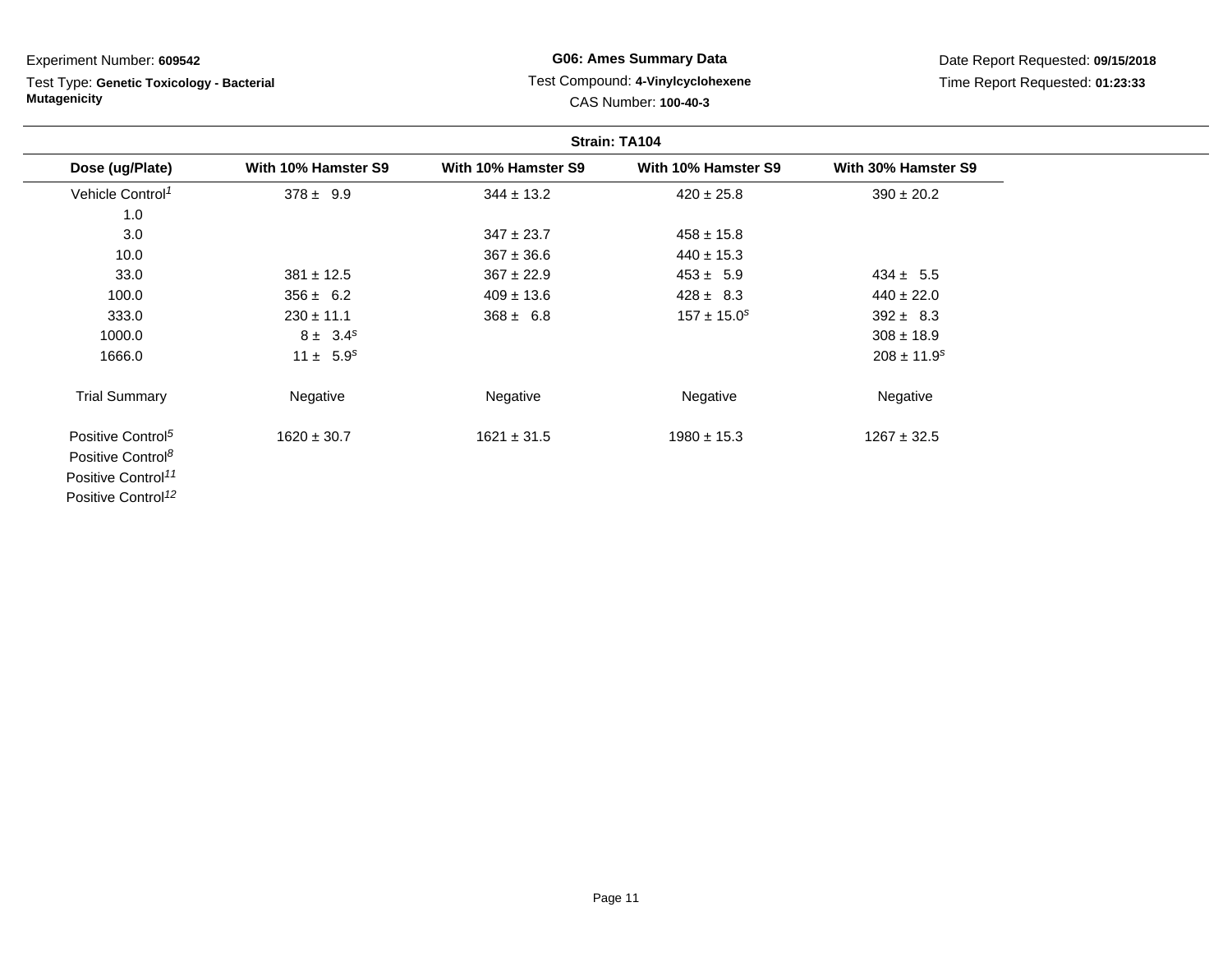Experiment Number: **609542**

Test Type: **Genetic Toxicology - Bacterial Mutagenicity**

**G06: Ames Summary Data**

Test Compound: **4-Vinylcyclohexene**

CAS Number: **100-40-3**

Date Report Requested: **09/15/2018**

Time Report Requested: **01:23:33**

**Strain: TA104**

| Dose (ug/Plate) | With 10% Hamster S9 | With 10% Hamster S9 | With 10% Hamster S9 | With 30% Hamster S9 |
|---|---|---|---|---|
| Vehicle Control[1] | 378 ± 9.9 | 344 ± 13.2 | 420 ± 25.8 | 390 ± 20.2 |
| 1.0 | | | | |
| 3.0 | | 347 ± 23.7 | 458 ± 15.8 | |
| 10.0 | | 367 ± 36.6 | 440 ± 15.3 | |
| 33.0 | 381 ± 12.5 | 367 ± 22.9 | 453 ± 5.9 | 434 ± 5.5 |
| 100.0 | 356 ± 6.2 | 409 ± 13.6 | 428 ± 8.3 | 440 ± 22.0 |
| 333.0 | 230 ± 11.1 | 368 ± 6.8 | 157 ± 15.0[s] | 392 ± 8.3 |
| 1000.0 | 8 ± 3.4[s] | | | 308 ± 18.9 |
| 1666.0 | 11 ± 5.9[s] | | | 208 ± 11.9[s] |
| Trial Summary | Negative | Negative | Negative | Negative |
| Positive Control[5] | 1620 ± 30.7 | 1621 ± 31.5 | 1980 ± 15.3 | 1267 ± 32.5 |
| Positive Control[8] | | | | |
| Positive Control[11] | | | | |
| Positive Control[12] | | | | |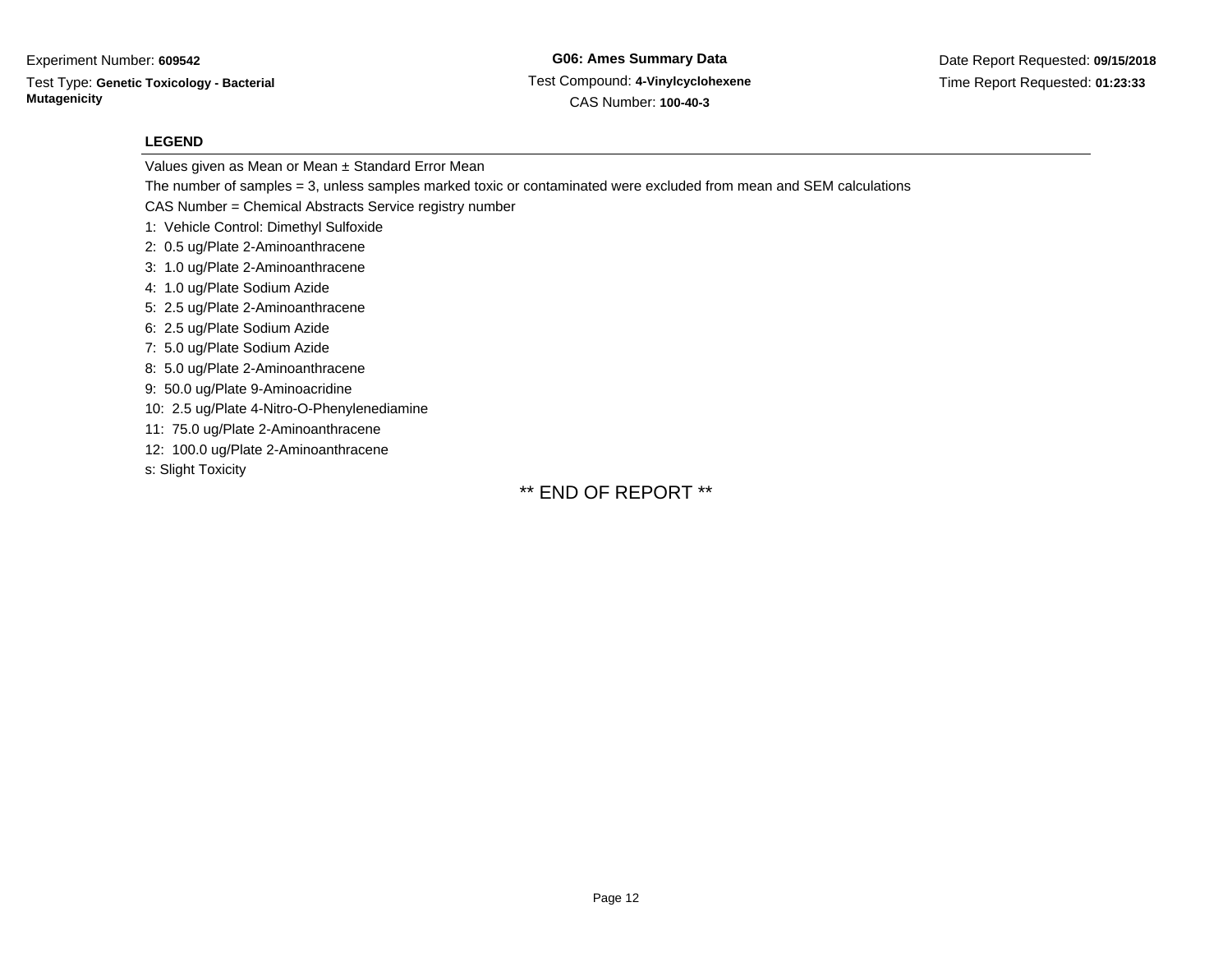Experiment Number: **609542**

Test Type: **Genetic Toxicology - Bacterial Mutagenicity**

**G06: Ames Summary Data**

Test Compound: **4-Vinylcyclohexene**

CAS Number: **100-40-3**

Date Report Requested: **09/15/2018**

Time Report Requested: **01:23:33**

**LEGEND**

Values given as Mean or Mean ± Standard Error Mean

The number of samples = 3, unless samples marked toxic or contaminated were excluded from mean and SEM calculations

CAS Number = Chemical Abstracts Service registry number

1: Vehicle Control: Dimethyl Sulfoxide

2: 0.5 ug/Plate 2-Aminoanthracene

3: 1.0 ug/Plate 2-Aminoanthracene

4: 1.0 ug/Plate Sodium Azide

5: 2.5 ug/Plate 2-Aminoanthracene

6: 2.5 ug/Plate Sodium Azide

7: 5.0 ug/Plate Sodium Azide

8: 5.0 ug/Plate 2-Aminoanthracene

9: 50.0 ug/Plate 9-Aminoacridine

10: 2.5 ug/Plate 4-Nitro-O-Phenylenediamine

11: 75.0 ug/Plate 2-Aminoanthracene

12: 100.0 ug/Plate 2-Aminoanthracene

s: Slight Toxicity

** END OF REPORT **